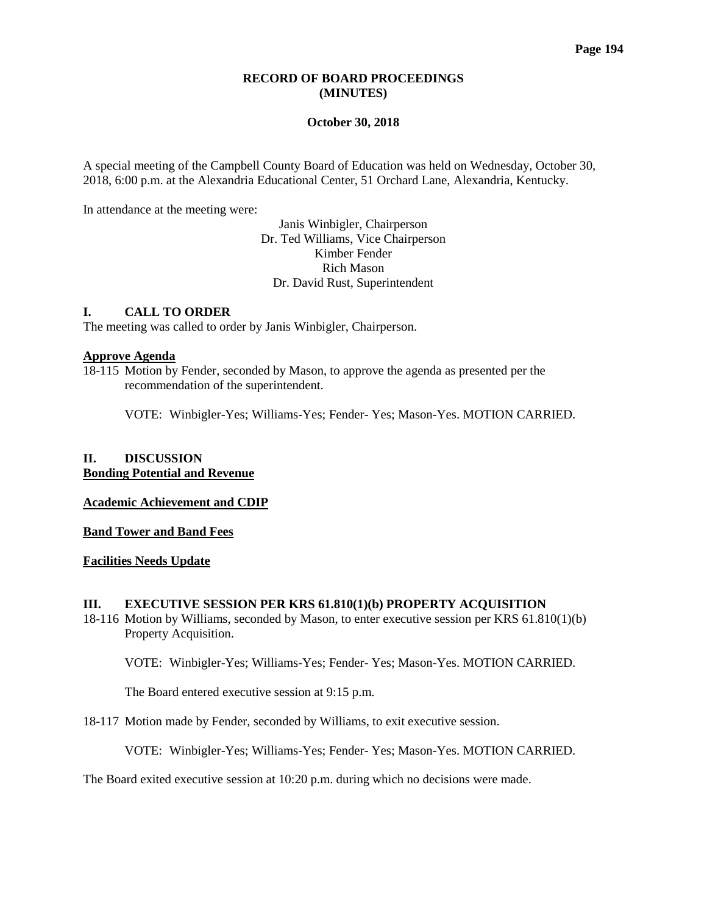# RECORD OF BOARD PROCEEDINGS (MINUTES)

**October 30, 2018**

A special meeting of the Campbell County Board of Education was held on Wednesday, October 30, 2018, 6:00 p.m. at the Alexandria Educational Center, 51 Orchard Lane, Alexandria, Kentucky.

In attendance at the meeting were:

Janis Winbigler, Chairperson
Dr. Ted Williams, Vice Chairperson
Kimber Fender
Rich Mason
Dr. David Rust, Superintendent

## I. CALL TO ORDER

The meeting was called to order by Janis Winbigler, Chairperson.

**Approve Agenda**

18-115 Motion by Fender, seconded by Mason, to approve the agenda as presented per the recommendation of the superintendent.

VOTE: Winbigler-Yes; Williams-Yes; Fender- Yes; Mason-Yes. MOTION CARRIED.

## II. DISCUSSION

**Bonding Potential and Revenue**

**Academic Achievement and CDIP**

**Band Tower and Band Fees**

**Facilities Needs Update**

## III. EXECUTIVE SESSION PER KRS 61.810(1)(b) PROPERTY ACQUISITION

18-116 Motion by Williams, seconded by Mason, to enter executive session per KRS 61.810(1)(b) Property Acquisition.

VOTE: Winbigler-Yes; Williams-Yes; Fender- Yes; Mason-Yes. MOTION CARRIED.

The Board entered executive session at 9:15 p.m.

18-117 Motion made by Fender, seconded by Williams, to exit executive session.

VOTE: Winbigler-Yes; Williams-Yes; Fender- Yes; Mason-Yes. MOTION CARRIED.

The Board exited executive session at 10:20 p.m. during which no decisions were made.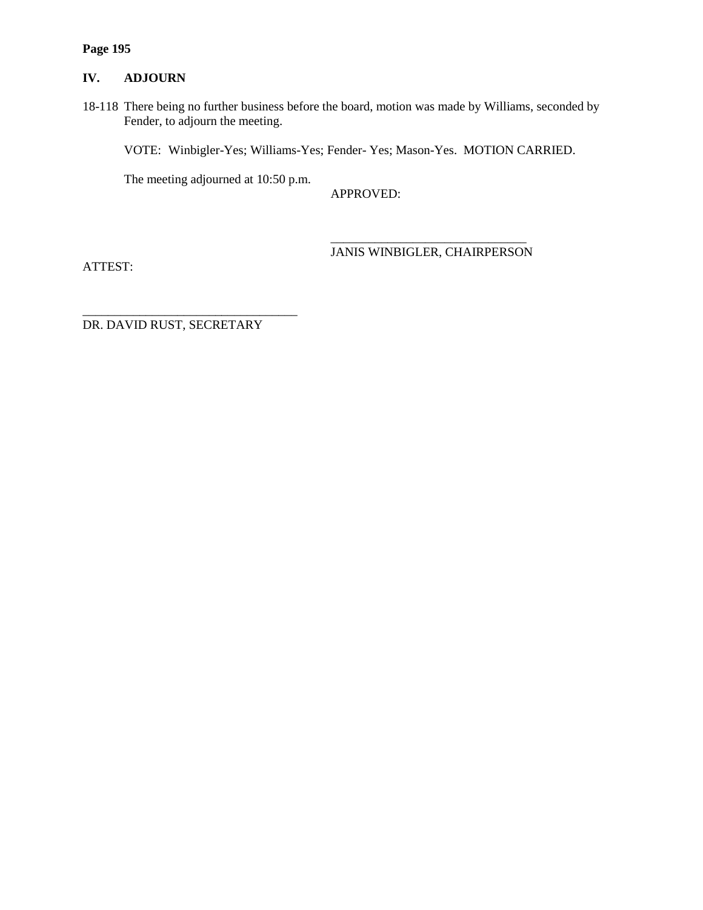## IV. ADJOURN

18-118 There being no further business before the board, motion was made by Williams, seconded by Fender, to adjourn the meeting.

VOTE: Winbigler-Yes; Williams-Yes; Fender- Yes; Mason-Yes. MOTION CARRIED.

The meeting adjourned at 10:50 p.m.

APPROVED:

\_\_\_\_\_\_\_\_\_\_\_\_\_\_\_\_\_\_\_\_\_\_\_\_\_\_\_\_\_\_\_
JANIS WINBIGLER, CHAIRPERSON

ATTEST:

\_\_\_\_\_\_\_\_\_\_\_\_\_\_\_\_\_\_\_\_\_\_\_\_\_\_\_\_\_\_\_\_\_\_
DR. DAVID RUST, SECRETARY